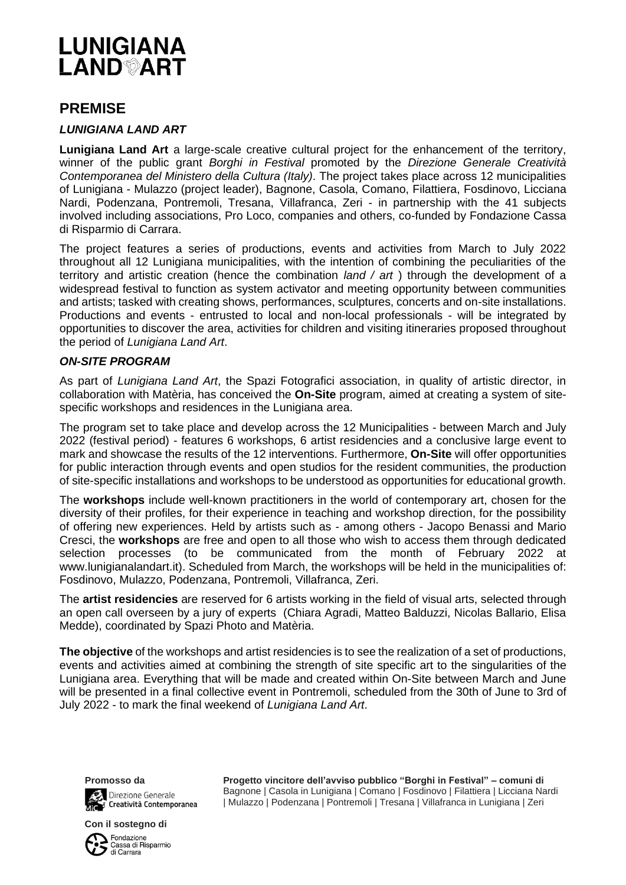# LUNIGIANA LAND ART

## PREMISE

### *LUNIGIANA LAND ART*

**Lunigiana Land Art** a large-scale creative cultural project for the enhancement of the territory, winner of the public grant *Borghi in Festival* promoted by the *Direzione Generale Creatività Contemporanea del Ministero della Cultura (Italy)*. The project takes place across 12 municipalities of Lunigiana - Mulazzo (project leader), Bagnone, Casola, Comano, Filattiera, Fosdinovo, Licciana Nardi, Podenzana, Pontremoli, Tresana, Villafranca, Zeri - in partnership with the 41 subjects involved including associations, Pro Loco, companies and others, co-funded by Fondazione Cassa di Risparmio di Carrara.

The project features a series of productions, events and activities from March to July 2022 throughout all 12 Lunigiana municipalities, with the intention of combining the peculiarities of the territory and artistic creation (hence the combination *land / art* ) through the development of a widespread festival to function as system activator and meeting opportunity between communities and artists; tasked with creating shows, performances, sculptures, concerts and on-site installations. Productions and events - entrusted to local and non-local professionals - will be integrated by opportunities to discover the area, activities for children and visiting itineraries proposed throughout the period of *Lunigiana Land Art*.

### *ON-SITE PROGRAM*

As part of *Lunigiana Land Art*, the Spazi Fotografici association, in quality of artistic director, in collaboration with Matèria, has conceived the **On-Site** program, aimed at creating a system of site-specific workshops and residences in the Lunigiana area.

The program set to take place and develop across the 12 Municipalities - between March and July 2022 (festival period) - features 6 workshops, 6 artist residencies and a conclusive large event to mark and showcase the results of the 12 interventions. Furthermore, **On-Site** will offer opportunities for public interaction through events and open studios for the resident communities, the production of site-specific installations and workshops to be understood as opportunities for educational growth.

The **workshops** include well-known practitioners in the world of contemporary art, chosen for the diversity of their profiles, for their experience in teaching and workshop direction, for the possibility of offering new experiences. Held by artists such as - among others - Jacopo Benassi and Mario Cresci, the **workshops** are free and open to all those who wish to access them through dedicated selection processes (to be communicated from the month of February 2022 at www.lunigianalandart.it). Scheduled from March, the workshops will be held in the municipalities of: Fosdinovo, Mulazzo, Podenzana, Pontremoli, Villafranca, Zeri.

The **artist residencies** are reserved for 6 artists working in the field of visual arts, selected through an open call overseen by a jury of experts (Chiara Agradi, Matteo Balduzzi, Nicolas Ballario, Elisa Medde), coordinated by Spazi Photo and Matèria.

**The objective** of the workshops and artist residencies is to see the realization of a set of productions, events and activities aimed at combining the strength of site specific art to the singularities of the Lunigiana area. Everything that will be made and created within On-Site between March and June will be presented in a final collective event in Pontremoli, scheduled from the 30th of June to 3rd of July 2022 - to mark the final weekend of *Lunigiana Land Art*.

**Promosso da**

Direzione Generale Creatività Contemporanea

**Con il sostegno di**

Fondazione Cassa di Risparmio di Carrara

**Progetto vincitore dell'avviso pubblico "Borghi in Festival" – comuni di** Bagnone | Casola in Lunigiana | Comano | Fosdinovo | Filattiera | Licciana Nardi | Mulazzo | Podenzana | Pontremoli | Tresana | Villafranca in Lunigiana | Zeri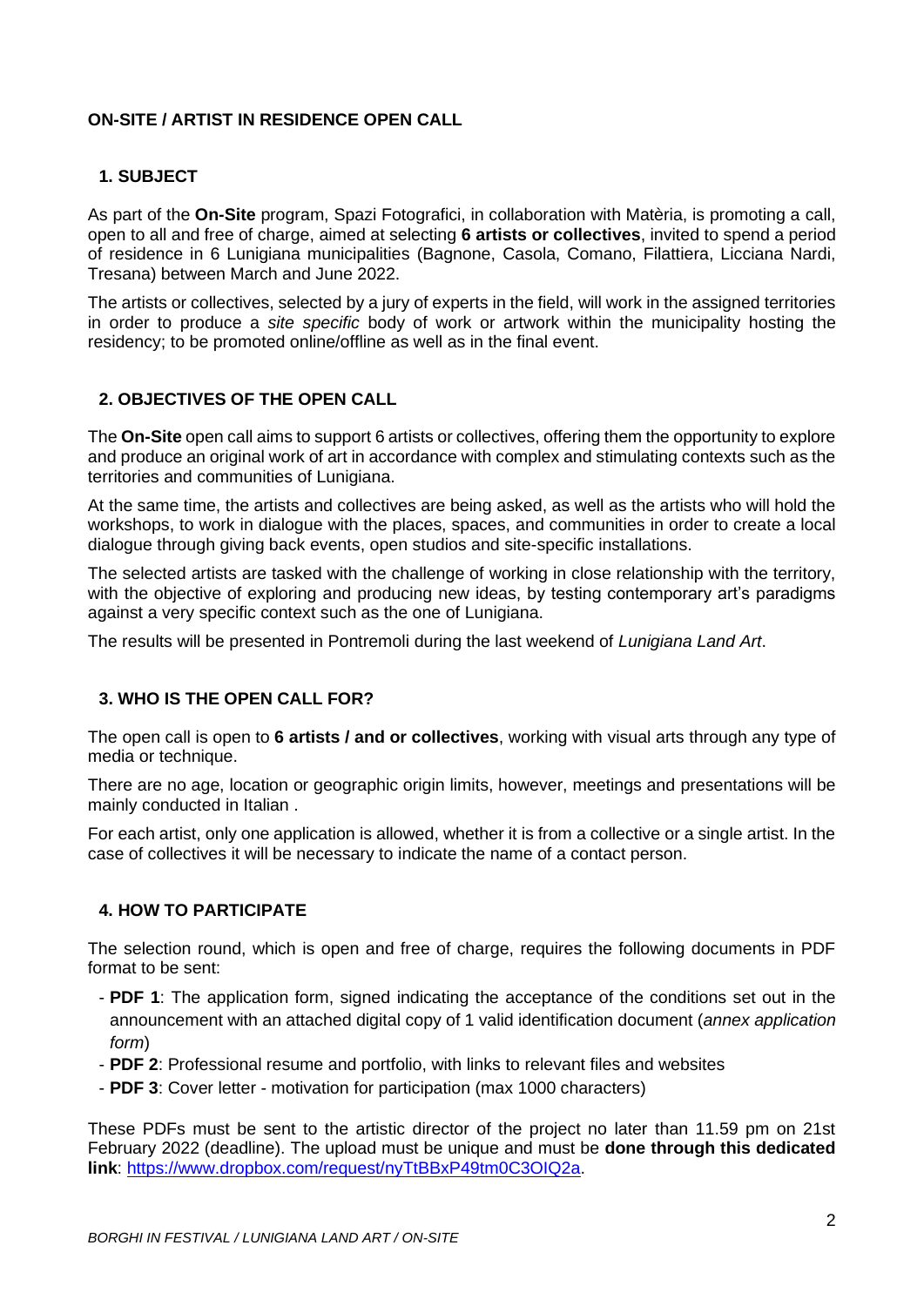## ON-SITE / ARTIST IN RESIDENCE OPEN CALL

### 1. SUBJECT

As part of the **On-Site** program, Spazi Fotografici, in collaboration with Matèria, is promoting a call, open to all and free of charge, aimed at selecting **6 artists or collectives**, invited to spend a period of residence in 6 Lunigiana municipalities (Bagnone, Casola, Comano, Filattiera, Licciana Nardi, Tresana) between March and June 2022.

The artists or collectives, selected by a jury of experts in the field, will work in the assigned territories in order to produce a *site specific* body of work or artwork within the municipality hosting the residency; to be promoted online/offline as well as in the final event.

### 2. OBJECTIVES OF THE OPEN CALL

The **On-Site** open call aims to support 6 artists or collectives, offering them the opportunity to explore and produce an original work of art in accordance with complex and stimulating contexts such as the territories and communities of Lunigiana.

At the same time, the artists and collectives are being asked, as well as the artists who will hold the workshops, to work in dialogue with the places, spaces, and communities in order to create a local dialogue through giving back events, open studios and site-specific installations.

The selected artists are tasked with the challenge of working in close relationship with the territory, with the objective of exploring and producing new ideas, by testing contemporary art's paradigms against a very specific context such as the one of Lunigiana.

The results will be presented in Pontremoli during the last weekend of *Lunigiana Land Art*.

### 3. WHO IS THE OPEN CALL FOR?

The open call is open to **6 artists / and or collectives**, working with visual arts through any type of media or technique.

There are no age, location or geographic origin limits, however, meetings and presentations will be mainly conducted in Italian .

For each artist, only one application is allowed, whether it is from a collective or a single artist. In the case of collectives it will be necessary to indicate the name of a contact person.

### 4. HOW TO PARTICIPATE

The selection round, which is open and free of charge, requires the following documents in PDF format to be sent:

- **PDF 1**: The application form, signed indicating the acceptance of the conditions set out in the announcement with an attached digital copy of 1 valid identification document (*annex application form*)
- **PDF 2**: Professional resume and portfolio, with links to relevant files and websites
- **PDF 3**: Cover letter - motivation for participation (max 1000 characters)

These PDFs must be sent to the artistic director of the project no later than 11.59 pm on 21st February 2022 (deadline). The upload must be unique and must be **done through this dedicated link**: https://www.dropbox.com/request/nyTtBBxP49tm0C3OIQ2a.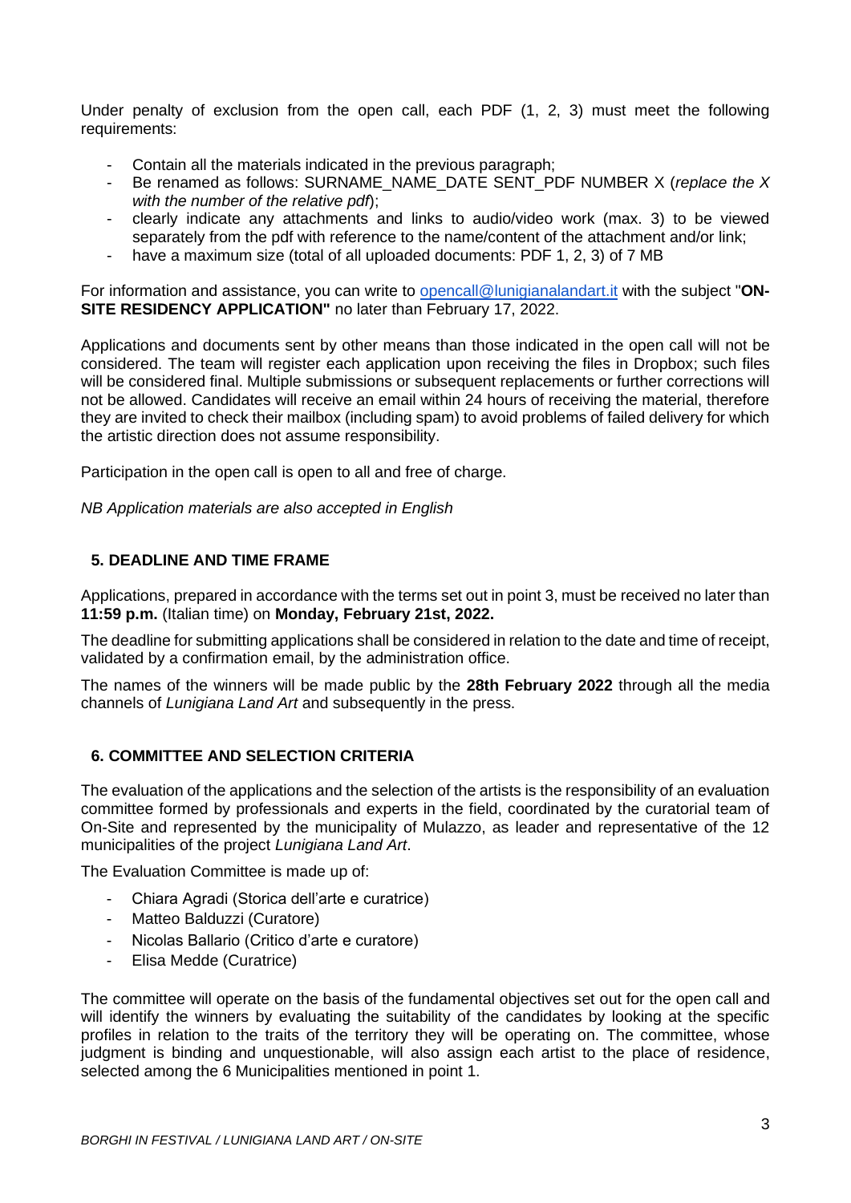Under penalty of exclusion from the open call, each PDF (1, 2, 3) must meet the following requirements:

- Contain all the materials indicated in the previous paragraph;
- Be renamed as follows: SURNAME_NAME_DATE SENT_PDF NUMBER X (*replace the X with the number of the relative pdf*);
- clearly indicate any attachments and links to audio/video work (max. 3) to be viewed separately from the pdf with reference to the name/content of the attachment and/or link;
- have a maximum size (total of all uploaded documents: PDF 1, 2, 3) of 7 MB

For information and assistance, you can write to opencall@lunigianalandart.it with the subject "**ON-SITE RESIDENCY APPLICATION"** no later than February 17, 2022.

Applications and documents sent by other means than those indicated in the open call will not be considered. The team will register each application upon receiving the files in Dropbox; such files will be considered final. Multiple submissions or subsequent replacements or further corrections will not be allowed. Candidates will receive an email within 24 hours of receiving the material, therefore they are invited to check their mailbox (including spam) to avoid problems of failed delivery for which the artistic direction does not assume responsibility.

Participation in the open call is open to all and free of charge.

*NB Application materials are also accepted in English*

## 5. DEADLINE AND TIME FRAME

Applications, prepared in accordance with the terms set out in point 3, must be received no later than **11:59 p.m.** (Italian time) on **Monday, February 21st, 2022.**

The deadline for submitting applications shall be considered in relation to the date and time of receipt, validated by a confirmation email, by the administration office.

The names of the winners will be made public by the **28th February 2022** through all the media channels of *Lunigiana Land Art* and subsequently in the press.

## 6. COMMITTEE AND SELECTION CRITERIA

The evaluation of the applications and the selection of the artists is the responsibility of an evaluation committee formed by professionals and experts in the field, coordinated by the curatorial team of On-Site and represented by the municipality of Mulazzo, as leader and representative of the 12 municipalities of the project *Lunigiana Land Art*.

The Evaluation Committee is made up of:

- Chiara Agradi (Storica dell'arte e curatrice)
- Matteo Balduzzi (Curatore)
- Nicolas Ballario (Critico d'arte e curatore)
- Elisa Medde (Curatrice)

The committee will operate on the basis of the fundamental objectives set out for the open call and will identify the winners by evaluating the suitability of the candidates by looking at the specific profiles in relation to the traits of the territory they will be operating on. The committee, whose judgment is binding and unquestionable, will also assign each artist to the place of residence, selected among the 6 Municipalities mentioned in point 1.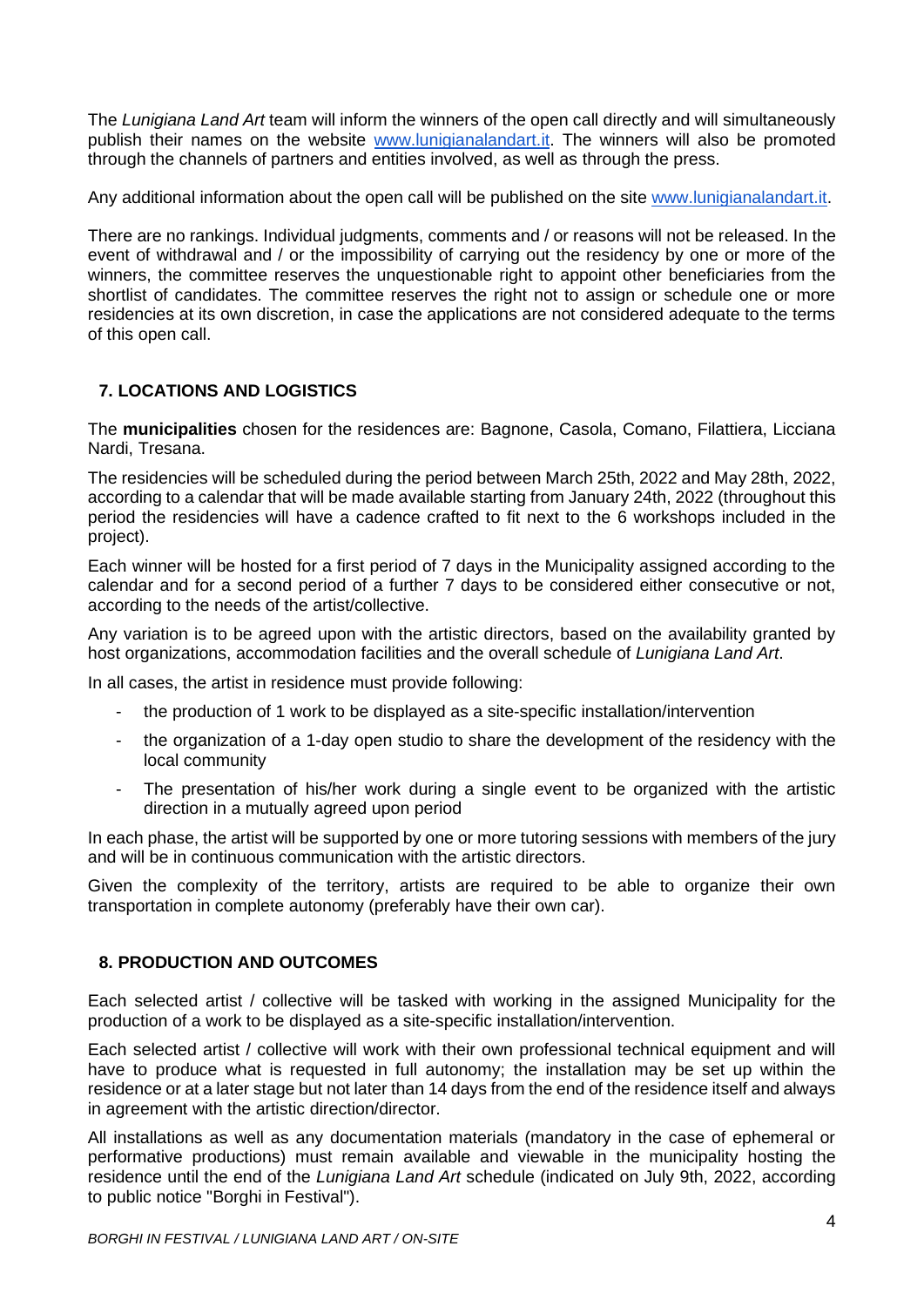The *Lunigiana Land Art* team will inform the winners of the open call directly and will simultaneously publish their names on the website [www.lunigianalandart.it](http://www.lunigianalandart.it). The winners will also be promoted through the channels of partners and entities involved, as well as through the press.

Any additional information about the open call will be published on the site [www.lunigianalandart.it](http://www.lunigianalandart.it).

There are no rankings. Individual judgments, comments and / or reasons will not be released. In the event of withdrawal and / or the impossibility of carrying out the residency by one or more of the winners, the committee reserves the unquestionable right to appoint other beneficiaries from the shortlist of candidates. The committee reserves the right not to assign or schedule one or more residencies at its own discretion, in case the applications are not considered adequate to the terms of this open call.

## 7. LOCATIONS AND LOGISTICS

The **municipalities** chosen for the residences are: Bagnone, Casola, Comano, Filattiera, Licciana Nardi, Tresana.

The residencies will be scheduled during the period between March 25th, 2022 and May 28th, 2022, according to a calendar that will be made available starting from January 24th, 2022 (throughout this period the residencies will have a cadence crafted to fit next to the 6 workshops included in the project).

Each winner will be hosted for a first period of 7 days in the Municipality assigned according to the calendar and for a second period of a further 7 days to be considered either consecutive or not, according to the needs of the artist/collective.

Any variation is to be agreed upon with the artistic directors, based on the availability granted by host organizations, accommodation facilities and the overall schedule of *Lunigiana Land Art*.

In all cases, the artist in residence must provide following:

- the production of 1 work to be displayed as a site-specific installation/intervention
- the organization of a 1-day open studio to share the development of the residency with the local community
- The presentation of his/her work during a single event to be organized with the artistic direction in a mutually agreed upon period

In each phase, the artist will be supported by one or more tutoring sessions with members of the jury and will be in continuous communication with the artistic directors.

Given the complexity of the territory, artists are required to be able to organize their own transportation in complete autonomy (preferably have their own car).

## 8. PRODUCTION AND OUTCOMES

Each selected artist / collective will be tasked with working in the assigned Municipality for the production of a work to be displayed as a site-specific installation/intervention.

Each selected artist / collective will work with their own professional technical equipment and will have to produce what is requested in full autonomy; the installation may be set up within the residence or at a later stage but not later than 14 days from the end of the residence itself and always in agreement with the artistic direction/director.

All installations as well as any documentation materials (mandatory in the case of ephemeral or performative productions) must remain available and viewable in the municipality hosting the residence until the end of the *Lunigiana Land Art* schedule (indicated on July 9th, 2022, according to public notice "Borghi in Festival").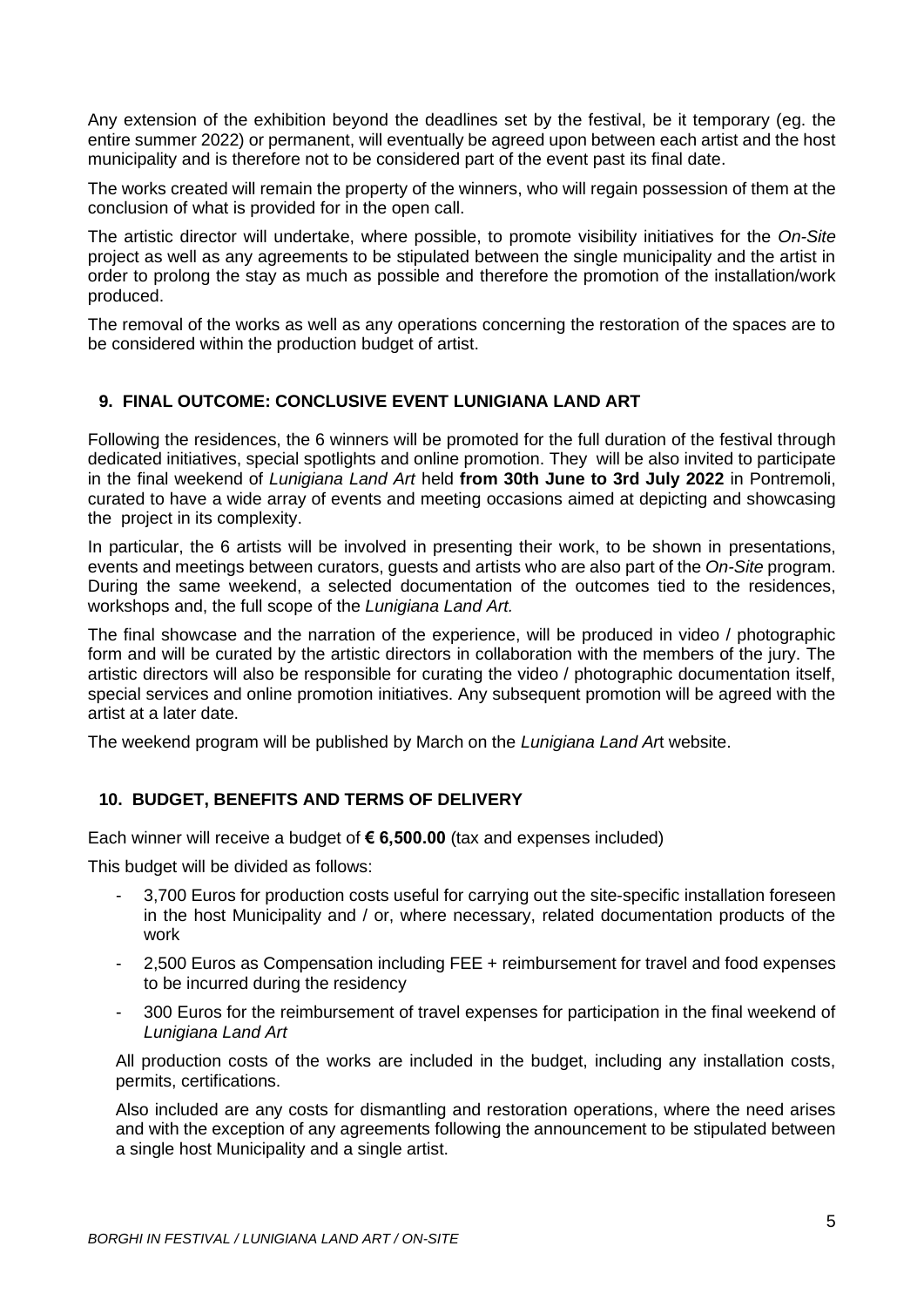Any extension of the exhibition beyond the deadlines set by the festival, be it temporary (eg. the entire summer 2022) or permanent, will eventually be agreed upon between each artist and the host municipality and is therefore not to be considered part of the event past its final date.

The works created will remain the property of the winners, who will regain possession of them at the conclusion of what is provided for in the open call.

The artistic director will undertake, where possible, to promote visibility initiatives for the *On-Site* project as well as any agreements to be stipulated between the single municipality and the artist in order to prolong the stay as much as possible and therefore the promotion of the installation/work produced.

The removal of the works as well as any operations concerning the restoration of the spaces are to be considered within the production budget of artist.

## 9. FINAL OUTCOME: CONCLUSIVE EVENT LUNIGIANA LAND ART

Following the residences, the 6 winners will be promoted for the full duration of the festival through dedicated initiatives, special spotlights and online promotion. They will be also invited to participate in the final weekend of *Lunigiana Land Art* held **from 30th June to 3rd July 2022** in Pontremoli, curated to have a wide array of events and meeting occasions aimed at depicting and showcasing the project in its complexity.

In particular, the 6 artists will be involved in presenting their work, to be shown in presentations, events and meetings between curators, guests and artists who are also part of the *On-Site* program. During the same weekend, a selected documentation of the outcomes tied to the residences, workshops and, the full scope of the *Lunigiana Land Art.*

The final showcase and the narration of the experience, will be produced in video / photographic form and will be curated by the artistic directors in collaboration with the members of the jury. The artistic directors will also be responsible for curating the video / photographic documentation itself, special services and online promotion initiatives. Any subsequent promotion will be agreed with the artist at a later date.

The weekend program will be published by March on the *Lunigiana Land Ar*t website.

## 10. BUDGET, BENEFITS AND TERMS OF DELIVERY

Each winner will receive a budget of **€ 6,500.00** (tax and expenses included)

This budget will be divided as follows:

- 3,700 Euros for production costs useful for carrying out the site-specific installation foreseen in the host Municipality and / or, where necessary, related documentation products of the work
- 2,500 Euros as Compensation including FEE + reimbursement for travel and food expenses to be incurred during the residency
- 300 Euros for the reimbursement of travel expenses for participation in the final weekend of *Lunigiana Land Art*

All production costs of the works are included in the budget, including any installation costs, permits, certifications.

Also included are any costs for dismantling and restoration operations, where the need arises and with the exception of any agreements following the announcement to be stipulated between a single host Municipality and a single artist.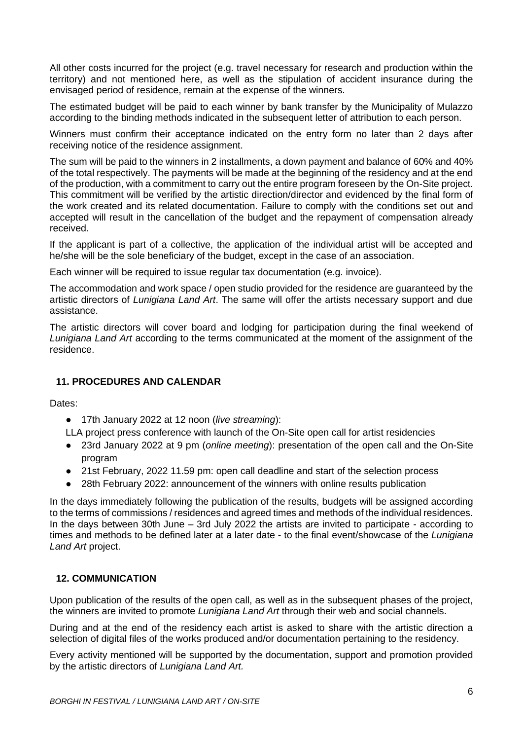All other costs incurred for the project (e.g. travel necessary for research and production within the territory) and not mentioned here, as well as the stipulation of accident insurance during the envisaged period of residence, remain at the expense of the winners.

The estimated budget will be paid to each winner by bank transfer by the Municipality of Mulazzo according to the binding methods indicated in the subsequent letter of attribution to each person.

Winners must confirm their acceptance indicated on the entry form no later than 2 days after receiving notice of the residence assignment.

The sum will be paid to the winners in 2 installments, a down payment and balance of 60% and 40% of the total respectively. The payments will be made at the beginning of the residency and at the end of the production, with a commitment to carry out the entire program foreseen by the On-Site project. This commitment will be verified by the artistic direction/director and evidenced by the final form of the work created and its related documentation. Failure to comply with the conditions set out and accepted will result in the cancellation of the budget and the repayment of compensation already received.

If the applicant is part of a collective, the application of the individual artist will be accepted and he/she will be the sole beneficiary of the budget, except in the case of an association.

Each winner will be required to issue regular tax documentation (e.g. invoice).

The accommodation and work space / open studio provided for the residence are guaranteed by the artistic directors of *Lunigiana Land Art*. The same will offer the artists necessary support and due assistance.

The artistic directors will cover board and lodging for participation during the final weekend of *Lunigiana Land Art* according to the terms communicated at the moment of the assignment of the residence.

## 11. PROCEDURES AND CALENDAR

Dates:

- 17th January 2022 at 12 noon (*live streaming*):

LLA project press conference with launch of the On-Site open call for artist residencies

- 23rd January 2022 at 9 pm (*online meeting*): presentation of the open call and the On-Site program
- 21st February, 2022 11.59 pm: open call deadline and start of the selection process
- 28th February 2022: announcement of the winners with online results publication

In the days immediately following the publication of the results, budgets will be assigned according to the terms of commissions / residences and agreed times and methods of the individual residences. In the days between 30th June – 3rd July 2022 the artists are invited to participate - according to times and methods to be defined later at a later date - to the final event/showcase of the *Lunigiana Land Art* project.

## 12. COMMUNICATION

Upon publication of the results of the open call, as well as in the subsequent phases of the project, the winners are invited to promote *Lunigiana Land Art* through their web and social channels.

During and at the end of the residency each artist is asked to share with the artistic direction a selection of digital files of the works produced and/or documentation pertaining to the residency.

Every activity mentioned will be supported by the documentation, support and promotion provided by the artistic directors of *Lunigiana Land Art.*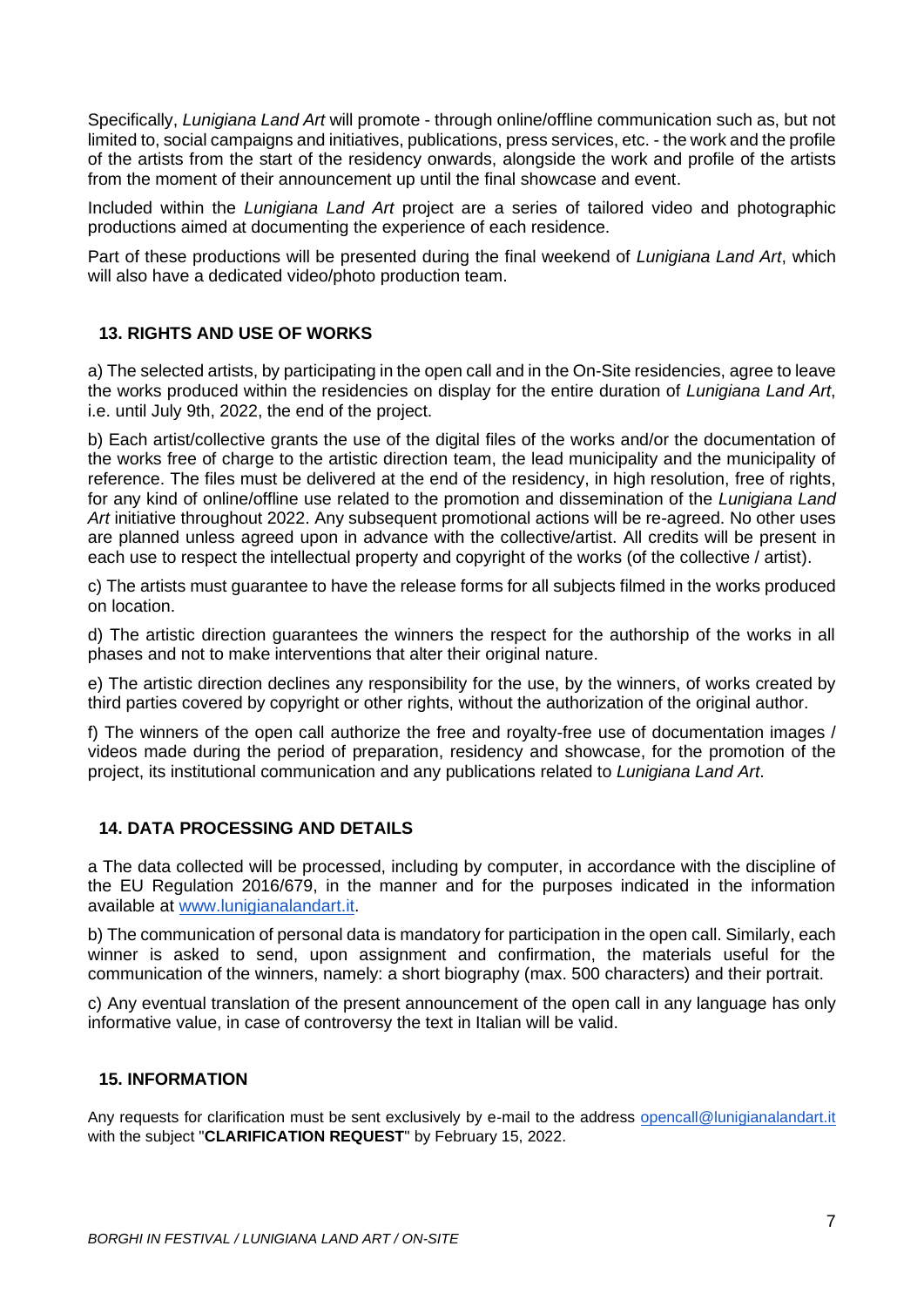Specifically, *Lunigiana Land Art* will promote - through online/offline communication such as, but not limited to, social campaigns and initiatives, publications, press services, etc. - the work and the profile of the artists from the start of the residency onwards, alongside the work and profile of the artists from the moment of their announcement up until the final showcase and event.

Included within the *Lunigiana Land Art* project are a series of tailored video and photographic productions aimed at documenting the experience of each residence.

Part of these productions will be presented during the final weekend of *Lunigiana Land Art*, which will also have a dedicated video/photo production team.

## 13. RIGHTS AND USE OF WORKS

a) The selected artists, by participating in the open call and in the On-Site residencies, agree to leave the works produced within the residencies on display for the entire duration of *Lunigiana Land Art*, i.e. until July 9th, 2022, the end of the project.

b) Each artist/collective grants the use of the digital files of the works and/or the documentation of the works free of charge to the artistic direction team, the lead municipality and the municipality of reference. The files must be delivered at the end of the residency, in high resolution, free of rights, for any kind of online/offline use related to the promotion and dissemination of the *Lunigiana Land Art* initiative throughout 2022. Any subsequent promotional actions will be re-agreed. No other uses are planned unless agreed upon in advance with the collective/artist. All credits will be present in each use to respect the intellectual property and copyright of the works (of the collective / artist).

c) The artists must guarantee to have the release forms for all subjects filmed in the works produced on location.

d) The artistic direction guarantees the winners the respect for the authorship of the works in all phases and not to make interventions that alter their original nature.

e) The artistic direction declines any responsibility for the use, by the winners, of works created by third parties covered by copyright or other rights, without the authorization of the original author.

f) The winners of the open call authorize the free and royalty-free use of documentation images / videos made during the period of preparation, residency and showcase, for the promotion of the project, its institutional communication and any publications related to *Lunigiana Land Art*.

## 14. DATA PROCESSING AND DETAILS

a The data collected will be processed, including by computer, in accordance with the discipline of the EU Regulation 2016/679, in the manner and for the purposes indicated in the information available at [www.lunigianalandart.it](http://www.lunigianalandart.it).

b) The communication of personal data is mandatory for participation in the open call. Similarly, each winner is asked to send, upon assignment and confirmation, the materials useful for the communication of the winners, namely: a short biography (max. 500 characters) and their portrait.

c) Any eventual translation of the present announcement of the open call in any language has only informative value, in case of controversy the text in Italian will be valid.

## 15. INFORMATION

Any requests for clarification must be sent exclusively by e-mail to the address [opencall@lunigianalandart.it](mailto:opencall@lunigianalandart.it) with the subject "**CLARIFICATION REQUEST**" by February 15, 2022.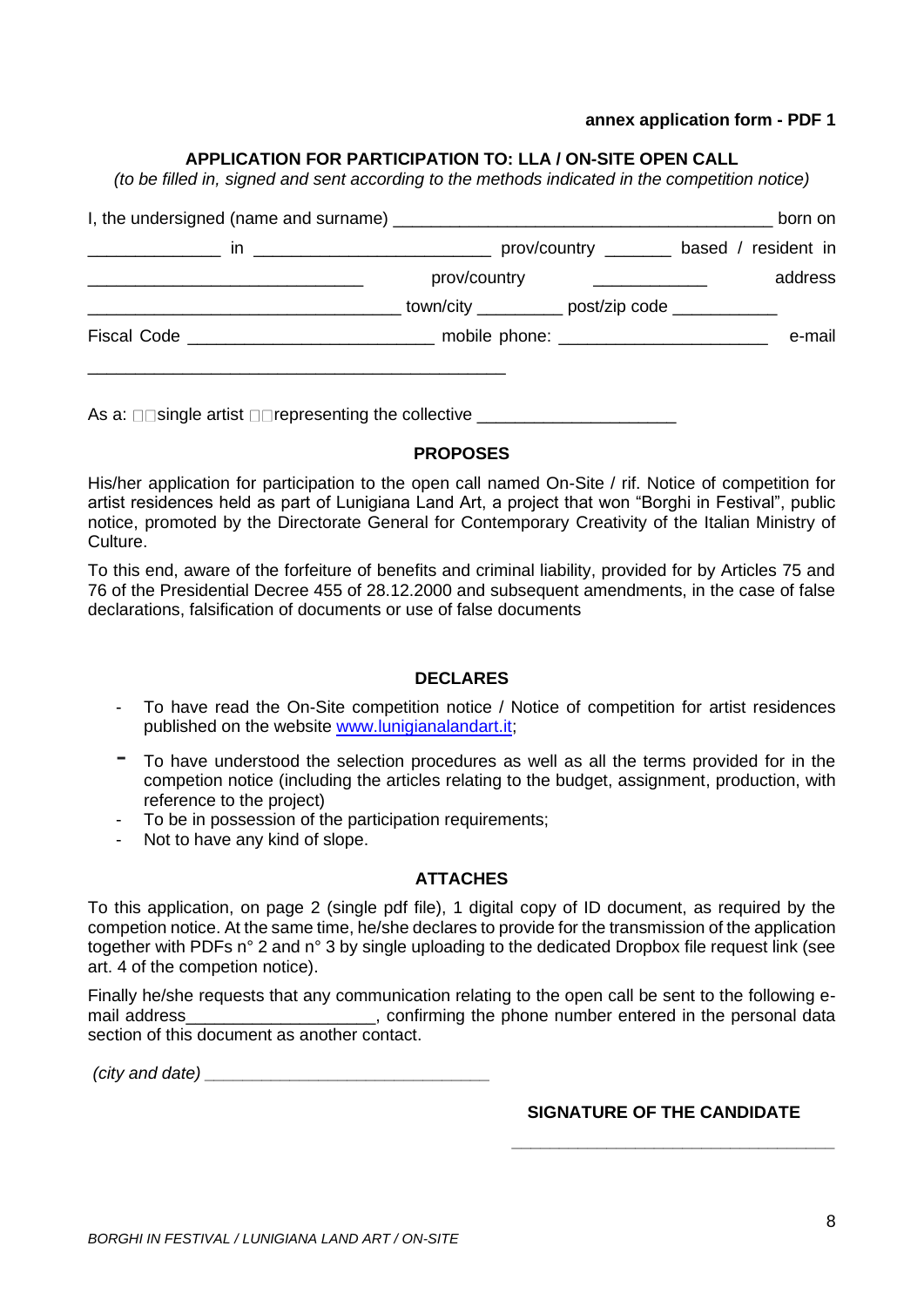**annex application form - PDF 1**

**APPLICATION FOR PARTICIPATION TO: LLA / ON-SITE OPEN CALL**

*(to be filled in, signed and sent according to the methods indicated in the competition notice)*

I, the undersigned (name and surname) ________________________________________ born on ______________ in _________________________ prov/country _______ based / resident in _____________________________ prov/country ____________ address _________________________________ town/city _________ post/zip code ___________ Fiscal Code _________________________ mobile phone: ______________________ e-mail _____________________________________________

As a: ☐☐single artist ☐☐representing the collective ____________________

**PROPOSES**

His/her application for participation to the open call named On-Site / rif. Notice of competition for artist residences held as part of Lunigiana Land Art, a project that won "Borghi in Festival", public notice, promoted by the Directorate General for Contemporary Creativity of the Italian Ministry of Culture.

To this end, aware of the forfeiture of benefits and criminal liability, provided for by Articles 75 and 76 of the Presidential Decree 455 of 28.12.2000 and subsequent amendments, in the case of false declarations, falsification of documents or use of false documents

**DECLARES**

- To have read the On-Site competition notice / Notice of competition for artist residences published on the website [www.lunigianalandart.it](http://www.lunigianalandart.it);
- To have understood the selection procedures as well as all the terms provided for in the competion notice (including the articles relating to the budget, assignment, production, with reference to the project)
- To be in possession of the participation requirements;
- Not to have any kind of slope.

**ATTACHES**

To this application, on page 2 (single pdf file), 1 digital copy of ID document, as required by the competion notice. At the same time, he/she declares to provide for the transmission of the application together with PDFs n° 2 and n° 3 by single uploading to the dedicated Dropbox file request link (see art. 4 of the competion notice).

Finally he/she requests that any communication relating to the open call be sent to the following e-mail address____________________, confirming the phone number entered in the personal data section of this document as another contact.

*(city and date)* ______________________________

**SIGNATURE OF THE CANDIDATE**

__________________________________